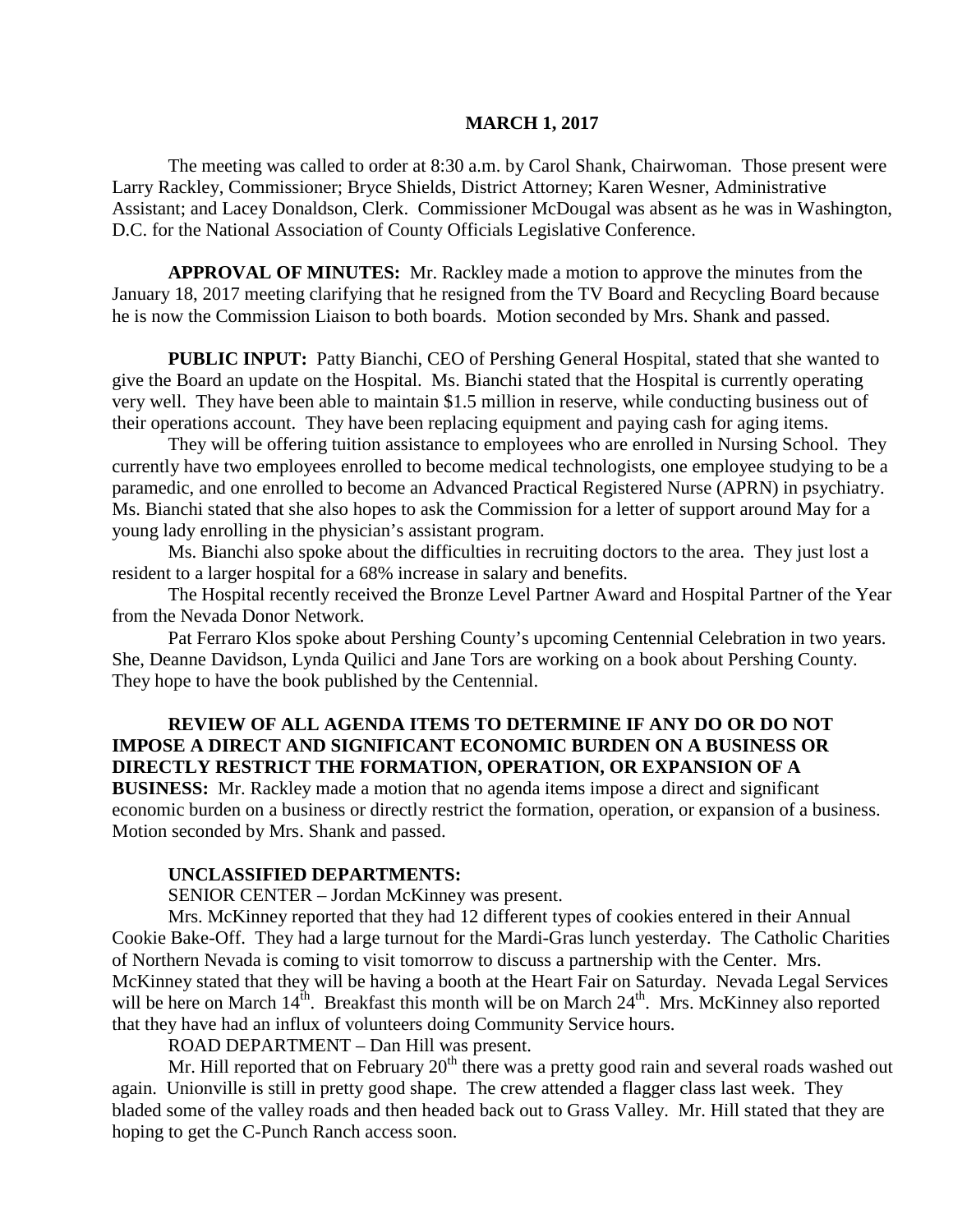**MARCH 1, 2017**

The meeting was called to order at 8:30 a.m. by Carol Shank, Chairwoman. Those present were Larry Rackley, Commissioner; Bryce Shields, District Attorney; Karen Wesner, Administrative Assistant; and Lacey Donaldson, Clerk. Commissioner McDougal was absent as he was in Washington, D.C. for the National Association of County Officials Legislative Conference.

**APPROVAL OF MINUTES:** Mr. Rackley made a motion to approve the minutes from the January 18, 2017 meeting clarifying that he resigned from the TV Board and Recycling Board because he is now the Commission Liaison to both boards. Motion seconded by Mrs. Shank and passed.

**PUBLIC INPUT:** Patty Bianchi, CEO of Pershing General Hospital, stated that she wanted to give the Board an update on the Hospital. Ms. Bianchi stated that the Hospital is currently operating very well. They have been able to maintain $1.5 million in reserve, while conducting business out of their operations account. They have been replacing equipment and paying cash for aging items.

They will be offering tuition assistance to employees who are enrolled in Nursing School. They currently have two employees enrolled to become medical technologists, one employee studying to be a paramedic, and one enrolled to become an Advanced Practical Registered Nurse (APRN) in psychiatry. Ms. Bianchi stated that she also hopes to ask the Commission for a letter of support around May for a young lady enrolling in the physician's assistant program.

Ms. Bianchi also spoke about the difficulties in recruiting doctors to the area. They just lost a resident to a larger hospital for a 68% increase in salary and benefits.

The Hospital recently received the Bronze Level Partner Award and Hospital Partner of the Year from the Nevada Donor Network.

Pat Ferraro Klos spoke about Pershing County's upcoming Centennial Celebration in two years. She, Deanne Davidson, Lynda Quilici and Jane Tors are working on a book about Pershing County. They hope to have the book published by the Centennial.

**REVIEW OF ALL AGENDA ITEMS TO DETERMINE IF ANY DO OR DO NOT IMPOSE A DIRECT AND SIGNIFICANT ECONOMIC BURDEN ON A BUSINESS OR DIRECTLY RESTRICT THE FORMATION, OPERATION, OR EXPANSION OF A BUSINESS:** Mr. Rackley made a motion that no agenda items impose a direct and significant economic burden on a business or directly restrict the formation, operation, or expansion of a business. Motion seconded by Mrs. Shank and passed.

**UNCLASSIFIED DEPARTMENTS:**

SENIOR CENTER – Jordan McKinney was present.

Mrs. McKinney reported that they had 12 different types of cookies entered in their Annual Cookie Bake-Off. They had a large turnout for the Mardi-Gras lunch yesterday. The Catholic Charities of Northern Nevada is coming to visit tomorrow to discuss a partnership with the Center. Mrs. McKinney stated that they will be having a booth at the Heart Fair on Saturday. Nevada Legal Services will be here on March 14th. Breakfast this month will be on March 24th. Mrs. McKinney also reported that they have had an influx of volunteers doing Community Service hours.

ROAD DEPARTMENT – Dan Hill was present.

Mr. Hill reported that on February 20th there was a pretty good rain and several roads washed out again. Unionville is still in pretty good shape. The crew attended a flagger class last week. They bladed some of the valley roads and then headed back out to Grass Valley. Mr. Hill stated that they are hoping to get the C-Punch Ranch access soon.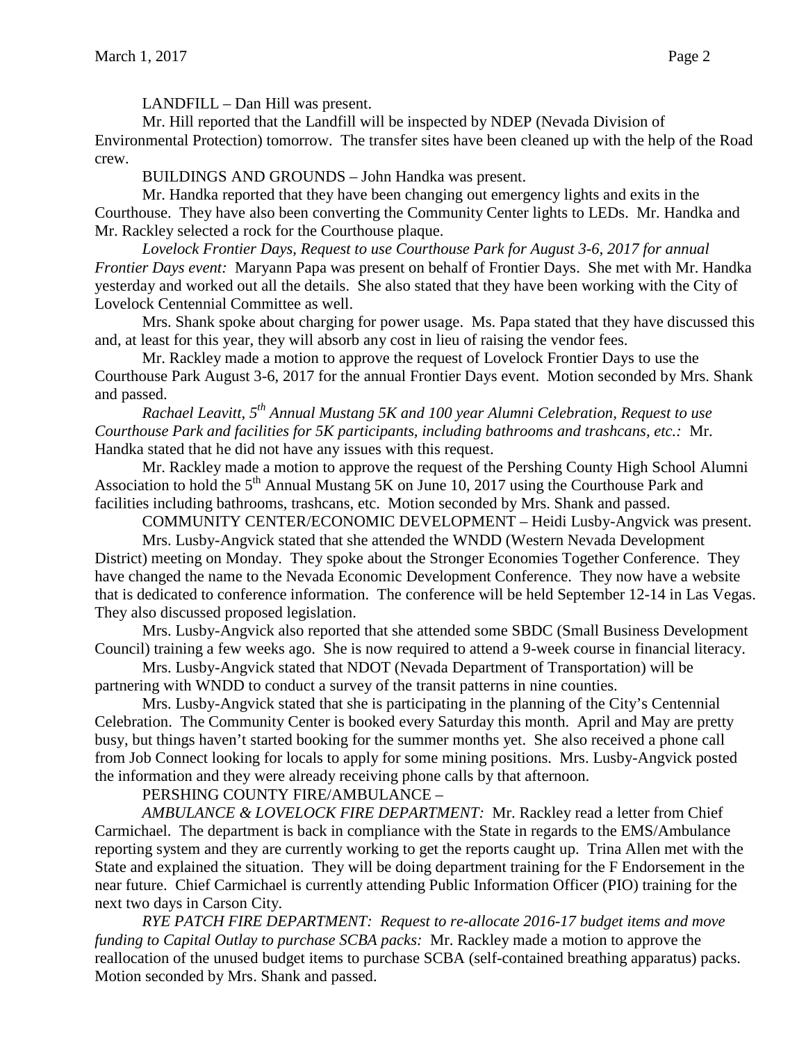LANDFILL – Dan Hill was present.

Mr. Hill reported that the Landfill will be inspected by NDEP (Nevada Division of Environmental Protection) tomorrow. The transfer sites have been cleaned up with the help of the Road crew.

BUILDINGS AND GROUNDS – John Handka was present.

Mr. Handka reported that they have been changing out emergency lights and exits in the Courthouse. They have also been converting the Community Center lights to LEDs. Mr. Handka and Mr. Rackley selected a rock for the Courthouse plaque.

*Lovelock Frontier Days, Request to use Courthouse Park for August 3-6, 2017 for annual Frontier Days event:* Maryann Papa was present on behalf of Frontier Days. She met with Mr. Handka yesterday and worked out all the details. She also stated that they have been working with the City of Lovelock Centennial Committee as well.

Mrs. Shank spoke about charging for power usage. Ms. Papa stated that they have discussed this and, at least for this year, they will absorb any cost in lieu of raising the vendor fees.

Mr. Rackley made a motion to approve the request of Lovelock Frontier Days to use the Courthouse Park August 3-6, 2017 for the annual Frontier Days event. Motion seconded by Mrs. Shank and passed.

*Rachael Leavitt, 5th Annual Mustang 5K and 100 year Alumni Celebration, Request to use Courthouse Park and facilities for 5K participants, including bathrooms and trashcans, etc.:* Mr. Handka stated that he did not have any issues with this request.

Mr. Rackley made a motion to approve the request of the Pershing County High School Alumni Association to hold the 5th Annual Mustang 5K on June 10, 2017 using the Courthouse Park and facilities including bathrooms, trashcans, etc. Motion seconded by Mrs. Shank and passed.

COMMUNITY CENTER/ECONOMIC DEVELOPMENT – Heidi Lusby-Angvick was present.

Mrs. Lusby-Angvick stated that she attended the WNDD (Western Nevada Development District) meeting on Monday. They spoke about the Stronger Economies Together Conference. They have changed the name to the Nevada Economic Development Conference. They now have a website that is dedicated to conference information. The conference will be held September 12-14 in Las Vegas. They also discussed proposed legislation.

Mrs. Lusby-Angvick also reported that she attended some SBDC (Small Business Development Council) training a few weeks ago. She is now required to attend a 9-week course in financial literacy.

Mrs. Lusby-Angvick stated that NDOT (Nevada Department of Transportation) will be partnering with WNDD to conduct a survey of the transit patterns in nine counties.

Mrs. Lusby-Angvick stated that she is participating in the planning of the City's Centennial Celebration. The Community Center is booked every Saturday this month. April and May are pretty busy, but things haven't started booking for the summer months yet. She also received a phone call from Job Connect looking for locals to apply for some mining positions. Mrs. Lusby-Angvick posted the information and they were already receiving phone calls by that afternoon.

PERSHING COUNTY FIRE/AMBULANCE –

*AMBULANCE & LOVELOCK FIRE DEPARTMENT:* Mr. Rackley read a letter from Chief Carmichael. The department is back in compliance with the State in regards to the EMS/Ambulance reporting system and they are currently working to get the reports caught up. Trina Allen met with the State and explained the situation. They will be doing department training for the F Endorsement in the near future. Chief Carmichael is currently attending Public Information Officer (PIO) training for the next two days in Carson City.

*RYE PATCH FIRE DEPARTMENT: Request to re-allocate 2016-17 budget items and move funding to Capital Outlay to purchase SCBA packs:* Mr. Rackley made a motion to approve the reallocation of the unused budget items to purchase SCBA (self-contained breathing apparatus) packs. Motion seconded by Mrs. Shank and passed.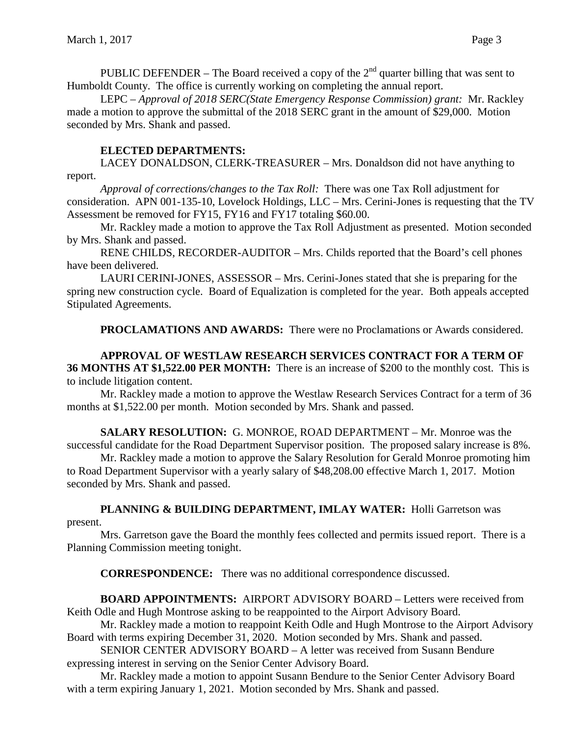PUBLIC DEFENDER – The Board received a copy of the 2nd quarter billing that was sent to Humboldt County. The office is currently working on completing the annual report.

LEPC – *Approval of 2018 SERC(State Emergency Response Commission) grant:* Mr. Rackley made a motion to approve the submittal of the 2018 SERC grant in the amount of $29,000. Motion seconded by Mrs. Shank and passed.

**ELECTED DEPARTMENTS:**

LACEY DONALDSON, CLERK-TREASURER – Mrs. Donaldson did not have anything to report.

*Approval of corrections/changes to the Tax Roll:* There was one Tax Roll adjustment for consideration. APN 001-135-10, Lovelock Holdings, LLC – Mrs. Cerini-Jones is requesting that the TV Assessment be removed for FY15, FY16 and FY17 totaling $60.00.

Mr. Rackley made a motion to approve the Tax Roll Adjustment as presented. Motion seconded by Mrs. Shank and passed.

RENE CHILDS, RECORDER-AUDITOR – Mrs. Childs reported that the Board's cell phones have been delivered.

LAURI CERINI-JONES, ASSESSOR – Mrs. Cerini-Jones stated that she is preparing for the spring new construction cycle. Board of Equalization is completed for the year. Both appeals accepted Stipulated Agreements.

**PROCLAMATIONS AND AWARDS:** There were no Proclamations or Awards considered.

**APPROVAL OF WESTLAW RESEARCH SERVICES CONTRACT FOR A TERM OF 36 MONTHS AT $1,522.00 PER MONTH:** There is an increase of $200 to the monthly cost. This is to include litigation content.

Mr. Rackley made a motion to approve the Westlaw Research Services Contract for a term of 36 months at $1,522.00 per month. Motion seconded by Mrs. Shank and passed.

**SALARY RESOLUTION:** G. MONROE, ROAD DEPARTMENT – Mr. Monroe was the successful candidate for the Road Department Supervisor position. The proposed salary increase is 8%.

Mr. Rackley made a motion to approve the Salary Resolution for Gerald Monroe promoting him to Road Department Supervisor with a yearly salary of $48,208.00 effective March 1, 2017. Motion seconded by Mrs. Shank and passed.

**PLANNING & BUILDING DEPARTMENT, IMLAY WATER:** Holli Garretson was present.

Mrs. Garretson gave the Board the monthly fees collected and permits issued report. There is a Planning Commission meeting tonight.

**CORRESPONDENCE:** There was no additional correspondence discussed.

**BOARD APPOINTMENTS:** AIRPORT ADVISORY BOARD – Letters were received from Keith Odle and Hugh Montrose asking to be reappointed to the Airport Advisory Board.

Mr. Rackley made a motion to reappoint Keith Odle and Hugh Montrose to the Airport Advisory Board with terms expiring December 31, 2020. Motion seconded by Mrs. Shank and passed.

SENIOR CENTER ADVISORY BOARD – A letter was received from Susann Bendure expressing interest in serving on the Senior Center Advisory Board.

Mr. Rackley made a motion to appoint Susann Bendure to the Senior Center Advisory Board with a term expiring January 1, 2021. Motion seconded by Mrs. Shank and passed.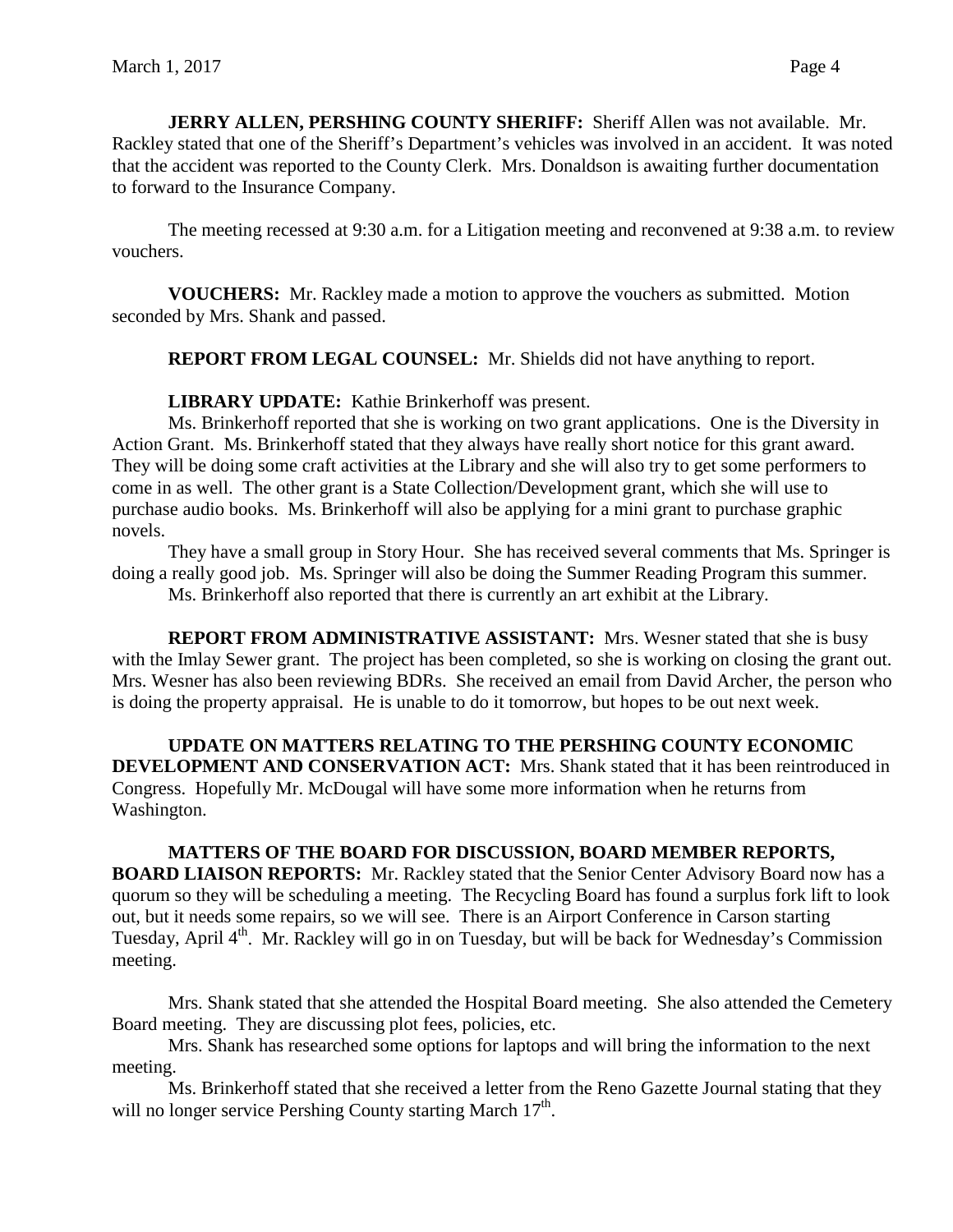**JERRY ALLEN, PERSHING COUNTY SHERIFF:** Sheriff Allen was not available. Mr. Rackley stated that one of the Sheriff's Department's vehicles was involved in an accident. It was noted that the accident was reported to the County Clerk. Mrs. Donaldson is awaiting further documentation to forward to the Insurance Company.

The meeting recessed at 9:30 a.m. for a Litigation meeting and reconvened at 9:38 a.m. to review vouchers.

**VOUCHERS:** Mr. Rackley made a motion to approve the vouchers as submitted. Motion seconded by Mrs. Shank and passed.

**REPORT FROM LEGAL COUNSEL:** Mr. Shields did not have anything to report.

**LIBRARY UPDATE:** Kathie Brinkerhoff was present.

Ms. Brinkerhoff reported that she is working on two grant applications. One is the Diversity in Action Grant. Ms. Brinkerhoff stated that they always have really short notice for this grant award. They will be doing some craft activities at the Library and she will also try to get some performers to come in as well. The other grant is a State Collection/Development grant, which she will use to purchase audio books. Ms. Brinkerhoff will also be applying for a mini grant to purchase graphic novels.

They have a small group in Story Hour. She has received several comments that Ms. Springer is doing a really good job. Ms. Springer will also be doing the Summer Reading Program this summer.

Ms. Brinkerhoff also reported that there is currently an art exhibit at the Library.

**REPORT FROM ADMINISTRATIVE ASSISTANT:** Mrs. Wesner stated that she is busy with the Imlay Sewer grant. The project has been completed, so she is working on closing the grant out. Mrs. Wesner has also been reviewing BDRs. She received an email from David Archer, the person who is doing the property appraisal. He is unable to do it tomorrow, but hopes to be out next week.

**UPDATE ON MATTERS RELATING TO THE PERSHING COUNTY ECONOMIC DEVELOPMENT AND CONSERVATION ACT:** Mrs. Shank stated that it has been reintroduced in Congress. Hopefully Mr. McDougal will have some more information when he returns from Washington.

**MATTERS OF THE BOARD FOR DISCUSSION, BOARD MEMBER REPORTS, BOARD LIAISON REPORTS:** Mr. Rackley stated that the Senior Center Advisory Board now has a quorum so they will be scheduling a meeting. The Recycling Board has found a surplus fork lift to look out, but it needs some repairs, so we will see. There is an Airport Conference in Carson starting Tuesday, April 4th. Mr. Rackley will go in on Tuesday, but will be back for Wednesday's Commission meeting.

Mrs. Shank stated that she attended the Hospital Board meeting. She also attended the Cemetery Board meeting. They are discussing plot fees, policies, etc.

Mrs. Shank has researched some options for laptops and will bring the information to the next meeting.

Ms. Brinkerhoff stated that she received a letter from the Reno Gazette Journal stating that they will no longer service Pershing County starting March 17th.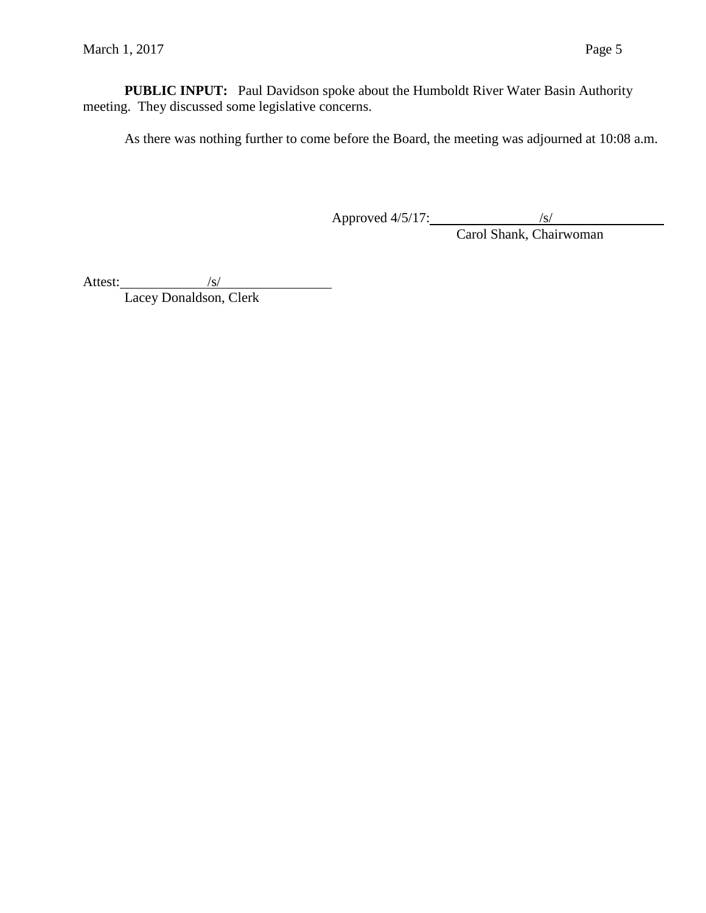**PUBLIC INPUT:** Paul Davidson spoke about the Humboldt River Water Basin Authority meeting. They discussed some legislative concerns.

As there was nothing further to come before the Board, the meeting was adjourned at 10:08 a.m.

Approved 4/5/17: /s/
Carol Shank, Chairwoman

Attest: /s/
Lacey Donaldson, Clerk